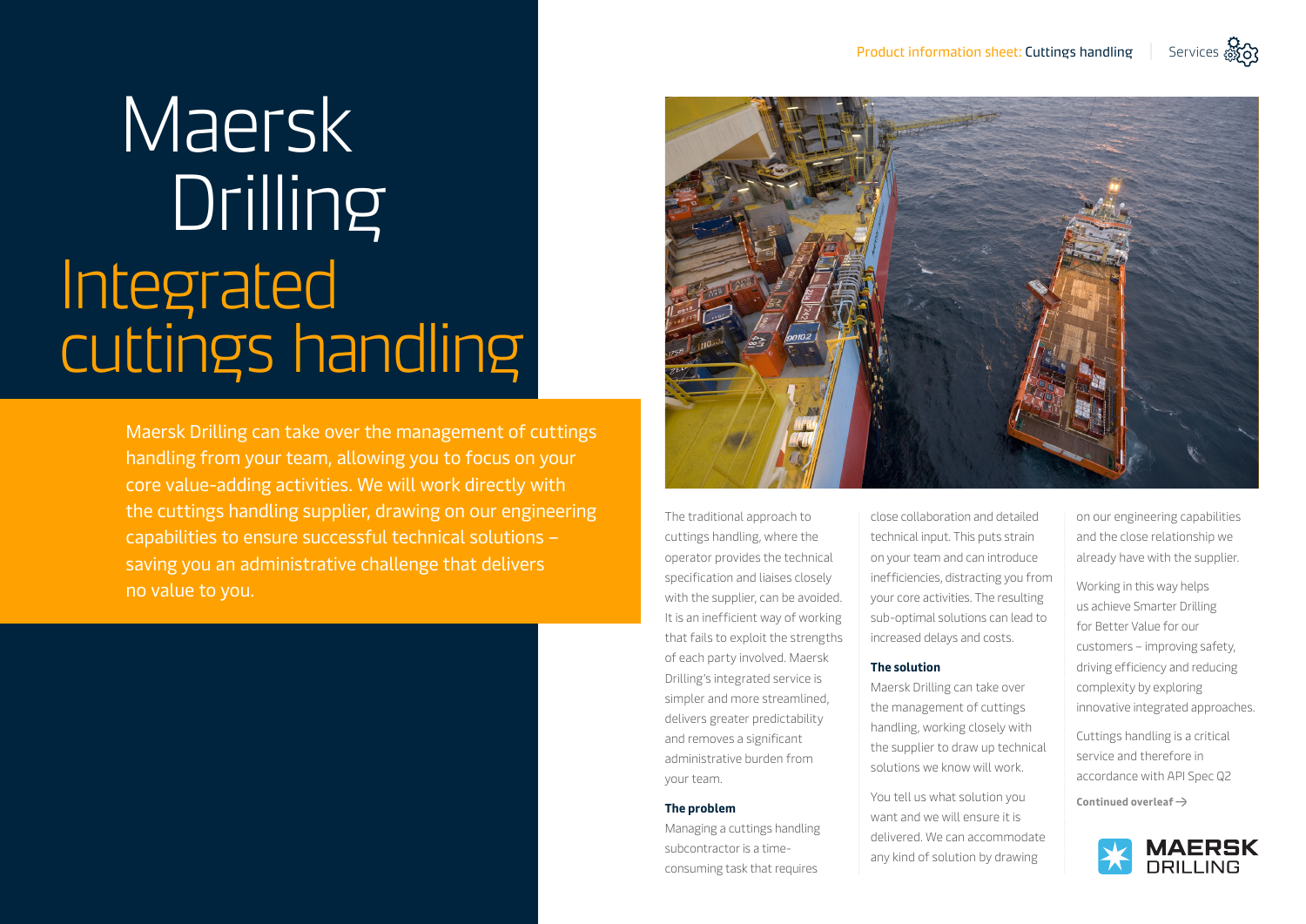# Maersk Drilling

# Integrated cuttings handling

Maersk Drilling can take over the management of cuttings handling from your team, allowing you to focus on your core value-adding activities. We will work directly with the cuttings handling supplier, drawing on our engineering capabilities to ensure successful technical solutions – saving you an administrative challenge that delivers no value to you.

The traditional approach to cuttings handling, where the operator provides the technical specification and liaises closely with the supplier, can be avoided. It is an inefficient way of working that fails to exploit the strengths of each party involved. Maersk Drilling's integrated service is simpler and more streamlined, delivers greater predictability and removes a significant administrative burden from your team.

**The problem**

Managing a cuttings handling subcontractor is a time-consuming task that requires close collaboration and detailed technical input. This puts strain on your team and can introduce inefficiencies, distracting you from your core activities. The resulting sub-optimal solutions can lead to increased delays and costs.

**The solution**

Maersk Drilling can take over the management of cuttings handling, working closely with the supplier to draw up technical solutions we know will work.

You tell us what solution you want and we will ensure it is delivered. We can accommodate any kind of solution by drawing on our engineering capabilities and the close relationship we already have with the supplier.

Working in this way helps us achieve Smarter Drilling for Better Value for our customers – improving safety, driving efficiency and reducing complexity by exploring innovative integrated approaches.

Cuttings handling is a critical service and therefore in accordance with API Spec Q2

**Continued overleaf →**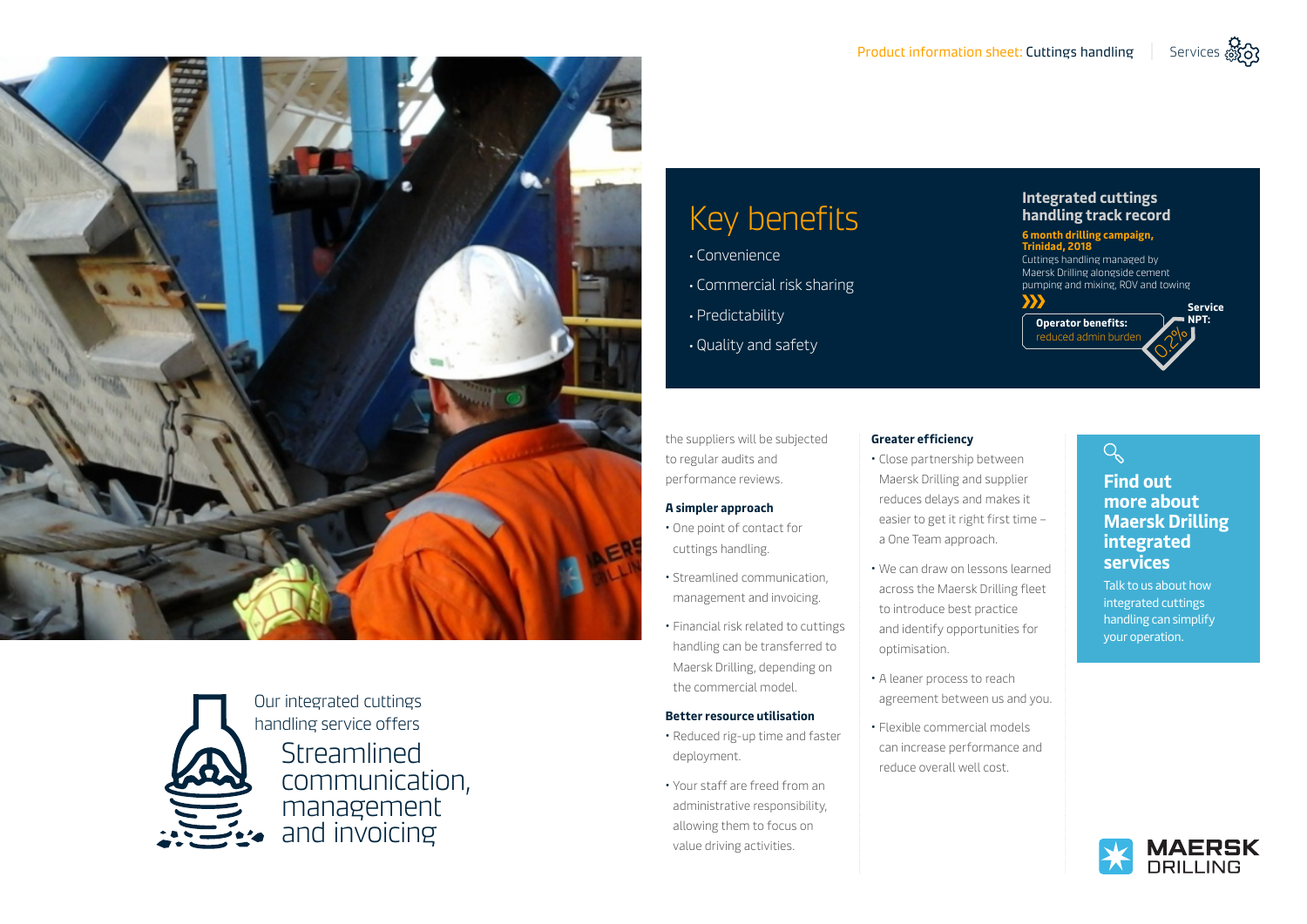Our integrated cuttings handling service offers

Streamlined communication, management and invoicing

## Key benefits

- Convenience
- Commercial risk sharing
- Predictability
- Quality and safety

### Integrated cuttings handling track record

**6 month drilling campaign, Trinidad, 2018**

Cuttings handling managed by Maersk Drilling alongside cement pumping and mixing, ROV and towing

**Operator benefits:** reduced admin burden

**Service NPT:** 0.2%

the suppliers will be subjected to regular audits and performance reviews.

**A simpler approach**

- One point of contact for cuttings handling.
- Streamlined communication, management and invoicing.
- Financial risk related to cuttings handling can be transferred to Maersk Drilling, depending on the commercial model.

**Better resource utilisation**

- Reduced rig-up time and faster deployment.
- Your staff are freed from an administrative responsibility, allowing them to focus on value driving activities.

**Greater efficiency**

- Close partnership between Maersk Drilling and supplier reduces delays and makes it easier to get it right first time – a One Team approach.
- We can draw on lessons learned across the Maersk Drilling fleet to introduce best practice and identify opportunities for optimisation.
- A leaner process to reach agreement between us and you.
- Flexible commercial models can increase performance and reduce overall well cost.

**Find out more about Maersk Drilling integrated services**

Talk to us about how integrated cuttings handling can simplify your operation.

MAERSK DRILLING